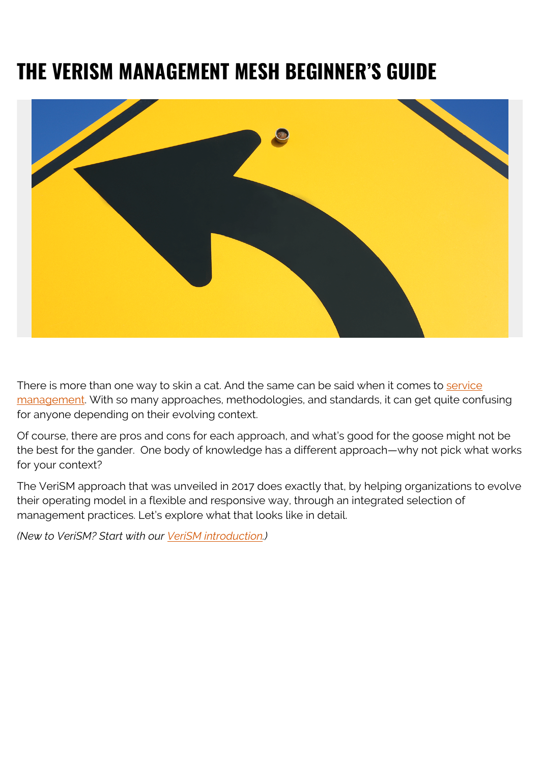# THE VERISM MANAGEMENT MESH BEGINNER'S GUIDE

There is more than one way to skin a cat. And the same can be said when it comes to service management. With so many approaches, methodologies, and standards, it can get quite confusing for anyone depending on their evolving context.

Of course, there are pros and cons for each approach, and what's good for the goose might not be the best for the gander. One body of knowledge has a different approach—why not pick what works for your context?

The VeriSM approach that was unveiled in 2017 does exactly that, by helping organizations to evolve their operating model in a flexible and responsive way, through an integrated selection of management practices. Let's explore what that looks like in detail.

*(New to VeriSM? Start with our VeriSM introduction.)*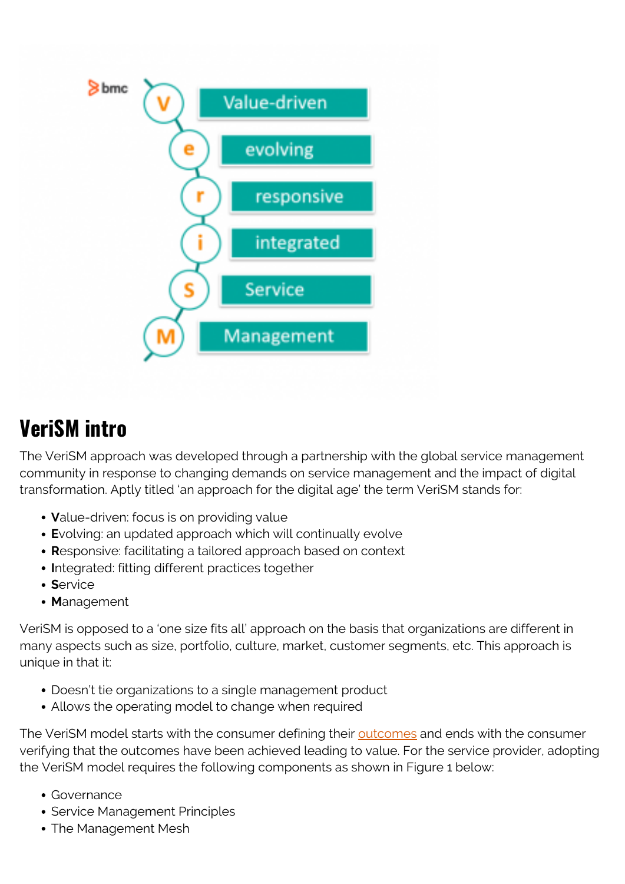## VeriSM intro

The VeriSM approach was developed through a partnership with the global service management community in response to changing demands on service management and the impact of digital transformation. Aptly titled 'an approach for the digital age' the term VeriSM stands for:

- **V**alue-driven: focus is on providing value
- **E**volving: an updated approach which will continually evolve
- **R**esponsive: facilitating a tailored approach based on context
- **I**ntegrated: fitting different practices together
- **S**ervice
- **M**anagement

VeriSM is opposed to a 'one size fits all' approach on the basis that organizations are different in many aspects such as size, portfolio, culture, market, customer segments, etc. This approach is unique in that it:

- Doesn't tie organizations to a single management product
- Allows the operating model to change when required

The VeriSM model starts with the consumer defining their outcomes and ends with the consumer verifying that the outcomes have been achieved leading to value. For the service provider, adopting the VeriSM model requires the following components as shown in Figure 1 below:

- Governance
- Service Management Principles
- The Management Mesh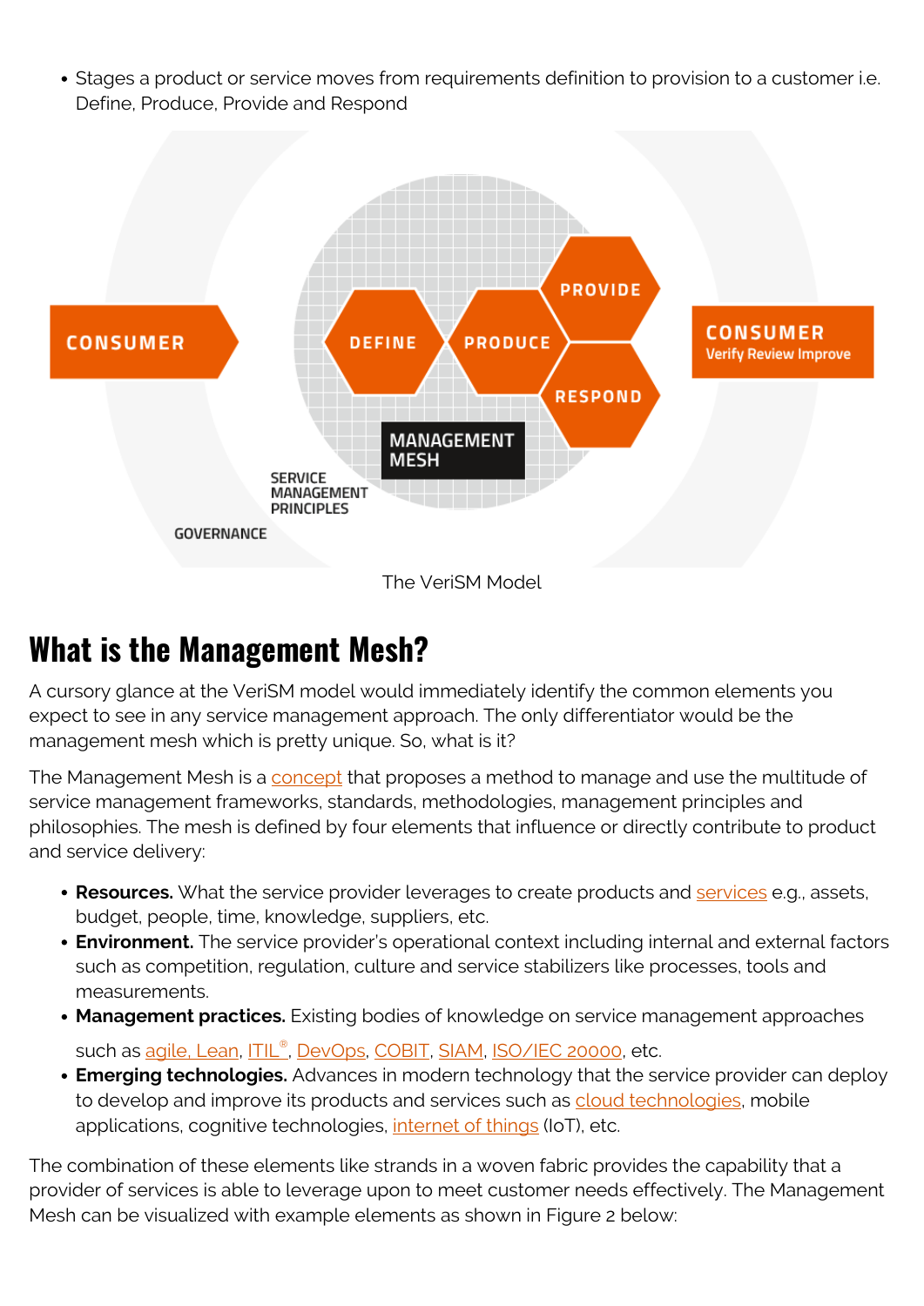- Stages a product or service moves from requirements definition to provision to a customer i.e. Define, Produce, Provide and Respond

The VeriSM Model

## What is the Management Mesh?

A cursory glance at the VeriSM model would immediately identify the common elements you expect to see in any service management approach. The only differentiator would be the management mesh which is pretty unique. So, what is it?

The Management Mesh is a concept that proposes a method to manage and use the multitude of service management frameworks, standards, methodologies, management principles and philosophies. The mesh is defined by four elements that influence or directly contribute to product and service delivery:

- **Resources.** What the service provider leverages to create products and services e.g., assets, budget, people, time, knowledge, suppliers, etc.
- **Environment.** The service provider's operational context including internal and external factors such as competition, regulation, culture and service stabilizers like processes, tools and measurements.
- **Management practices.** Existing bodies of knowledge on service management approaches such as agile, Lean, ITIL®, DevOps, COBIT, SIAM, ISO/IEC 20000, etc.
- **Emerging technologies.** Advances in modern technology that the service provider can deploy to develop and improve its products and services such as cloud technologies, mobile applications, cognitive technologies, internet of things (IoT), etc.

The combination of these elements like strands in a woven fabric provides the capability that a provider of services is able to leverage upon to meet customer needs effectively. The Management Mesh can be visualized with example elements as shown in Figure 2 below: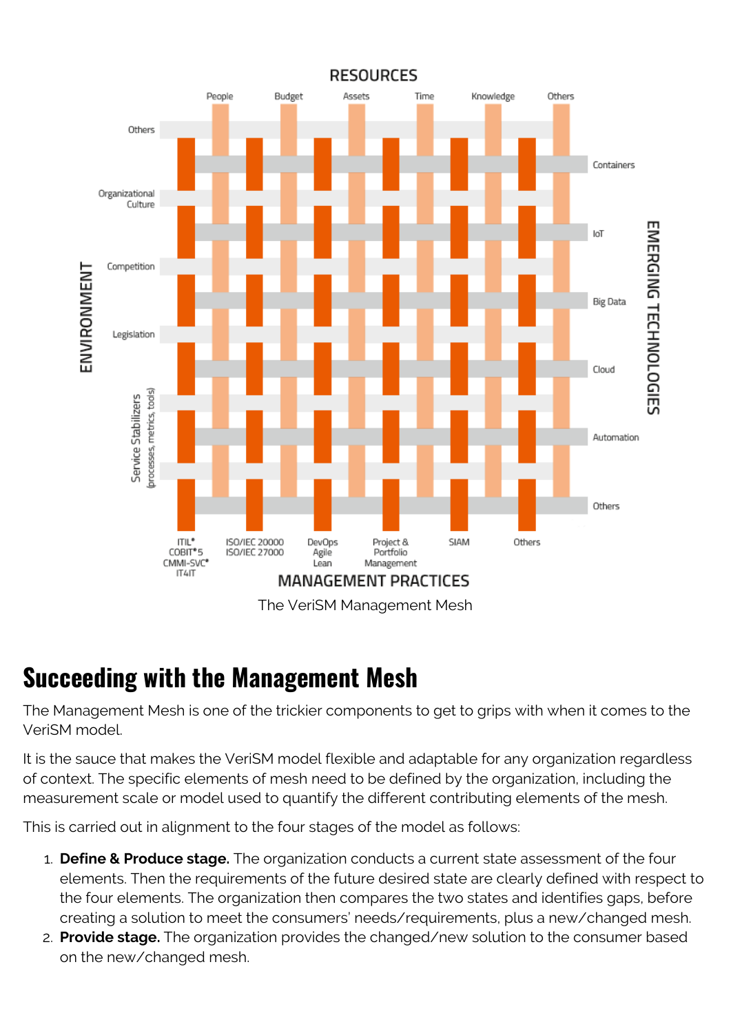The VeriSM Management Mesh

## Succeeding with the Management Mesh

The Management Mesh is one of the trickier components to get to grips with when it comes to the VeriSM model.

It is the sauce that makes the VeriSM model flexible and adaptable for any organization regardless of context. The specific elements of mesh need to be defined by the organization, including the measurement scale or model used to quantify the different contributing elements of the mesh.

This is carried out in alignment to the four stages of the model as follows:

1. **Define & Produce stage.** The organization conducts a current state assessment of the four elements. Then the requirements of the future desired state are clearly defined with respect to the four elements. The organization then compares the two states and identifies gaps, before creating a solution to meet the consumers' needs/requirements, plus a new/changed mesh.
2. **Provide stage.** The organization provides the changed/new solution to the consumer based on the new/changed mesh.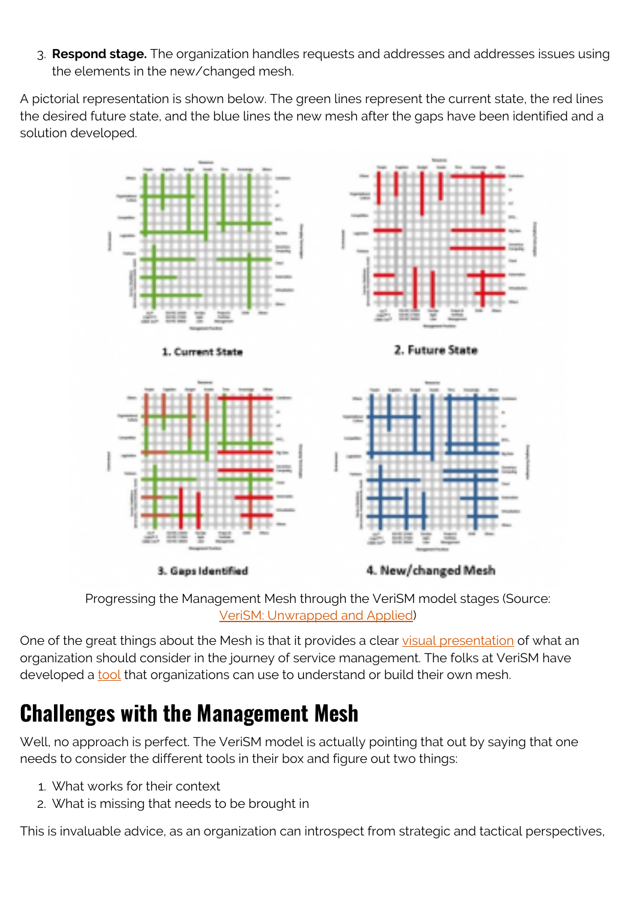3. **Respond stage.** The organization handles requests and addresses and addresses issues using the elements in the new/changed mesh.

A pictorial representation is shown below. The green lines represent the current state, the red lines the desired future state, and the blue lines the new mesh after the gaps have been identified and a solution developed.

1. Current State

2. Future State

3. Gaps Identified

4. New/changed Mesh

Progressing the Management Mesh through the VeriSM model stages (Source: VeriSM: Unwrapped and Applied)

One of the great things about the Mesh is that it provides a clear visual presentation of what an organization should consider in the journey of service management. The folks at VeriSM have developed a tool that organizations can use to understand or build their own mesh.

## Challenges with the Management Mesh

Well, no approach is perfect. The VeriSM model is actually pointing that out by saying that one needs to consider the different tools in their box and figure out two things:

1. What works for their context
2. What is missing that needs to be brought in

This is invaluable advice, as an organization can introspect from strategic and tactical perspectives,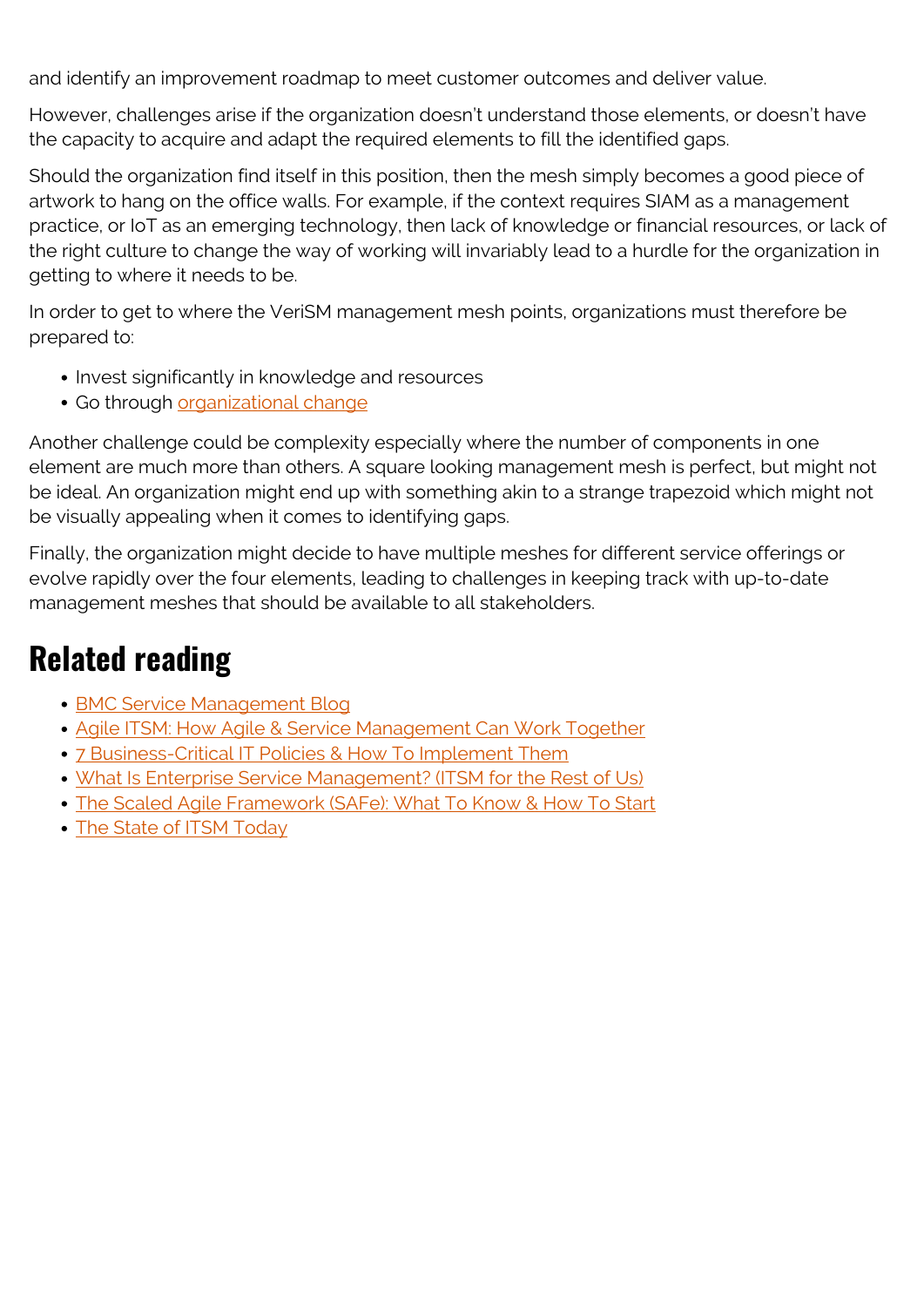and identify an improvement roadmap to meet customer outcomes and deliver value.

However, challenges arise if the organization doesn't understand those elements, or doesn't have the capacity to acquire and adapt the required elements to fill the identified gaps.

Should the organization find itself in this position, then the mesh simply becomes a good piece of artwork to hang on the office walls. For example, if the context requires SIAM as a management practice, or IoT as an emerging technology, then lack of knowledge or financial resources, or lack of the right culture to change the way of working will invariably lead to a hurdle for the organization in getting to where it needs to be.

In order to get to where the VeriSM management mesh points, organizations must therefore be prepared to:

- Invest significantly in knowledge and resources
- Go through organizational change

Another challenge could be complexity especially where the number of components in one element are much more than others. A square looking management mesh is perfect, but might not be ideal. An organization might end up with something akin to a strange trapezoid which might not be visually appealing when it comes to identifying gaps.

Finally, the organization might decide to have multiple meshes for different service offerings or evolve rapidly over the four elements, leading to challenges in keeping track with up-to-date management meshes that should be available to all stakeholders.

## Related reading

- BMC Service Management Blog
- Agile ITSM: How Agile & Service Management Can Work Together
- 7 Business-Critical IT Policies & How To Implement Them
- What Is Enterprise Service Management? (ITSM for the Rest of Us)
- The Scaled Agile Framework (SAFe): What To Know & How To Start
- The State of ITSM Today